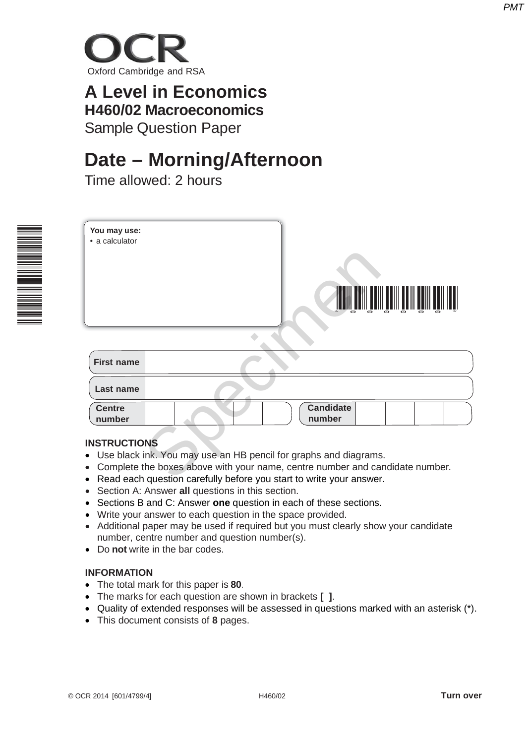OCR

Oxford Cambridge and RSA

# A Level in Economics

## H460/02 Macroeconomics

Sample Question Paper

# Date – Morning/Afternoon

Time allowed: 2 hours

**You may use:**
- a calculator

| First name | |
|---|---|
| Last name | |

| Centre number | | | | | | Candidate number | | | | |
|---|---|---|---|---|---|---|---|---|---|---|

**INSTRUCTIONS**
- Use black ink. You may use an HB pencil for graphs and diagrams.
- Complete the boxes above with your name, centre number and candidate number.
- Read each question carefully before you start to write your answer.
- Section A: Answer **all** questions in this section.
- Sections B and C: Answer **one** question in each of these sections.
- Write your answer to each question in the space provided.
- Additional paper may be used if required but you must clearly show your candidate number, centre number and question number(s).
- Do **not** write in the bar codes.

**INFORMATION**
- The total mark for this paper is **80**.
- The marks for each question are shown in brackets **[ ]**.
- Quality of extended responses will be assessed in questions marked with an asterisk (*).
- This document consists of **8** pages.

© OCR 2014 [601/4799/4] H460/02 **Turn over**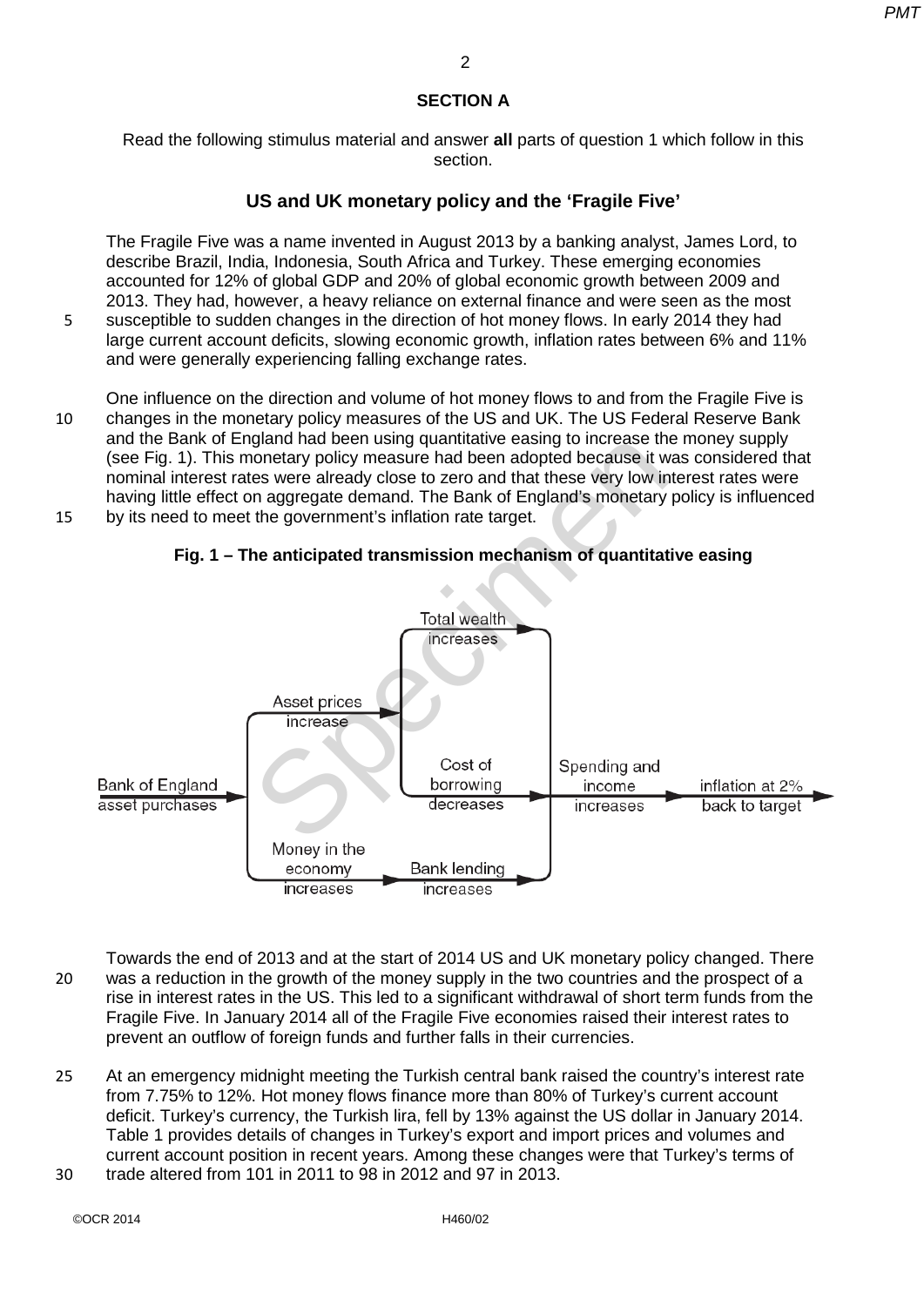## SECTION A

Read the following stimulus material and answer **all** parts of question 1 which follow in this section.

### US and UK monetary policy and the 'Fragile Five'

The Fragile Five was a name invented in August 2013 by a banking analyst, James Lord, to describe Brazil, India, Indonesia, South Africa and Turkey. These emerging economies accounted for 12% of global GDP and 20% of global economic growth between 2009 and 2013. They had, however, a heavy reliance on external finance and were seen as the most susceptible to sudden changes in the direction of hot money flows. In early 2014 they had large current account deficits, slowing economic growth, inflation rates between 6% and 11% and were generally experiencing falling exchange rates.

One influence on the direction and volume of hot money flows to and from the Fragile Five is changes in the monetary policy measures of the US and UK. The US Federal Reserve Bank and the Bank of England had been using quantitative easing to increase the money supply (see Fig. 1). This monetary policy measure had been adopted because it was considered that nominal interest rates were already close to zero and that these very low interest rates were having little effect on aggregate demand. The Bank of England's monetary policy is influenced by its need to meet the government's inflation rate target.

**Fig. 1 – The anticipated transmission mechanism of quantitative easing**

Bank of England asset purchases → Asset prices increase → Total wealth increases / Cost of borrowing decreases → Spending and income increases → inflation at 2% back to target

Bank of England asset purchases → Money in the economy increases → Bank lending increases → Spending and income increases → inflation at 2% back to target

Towards the end of 2013 and at the start of 2014 US and UK monetary policy changed. There was a reduction in the growth of the money supply in the two countries and the prospect of a rise in interest rates in the US. This led to a significant withdrawal of short term funds from the Fragile Five. In January 2014 all of the Fragile Five economies raised their interest rates to prevent an outflow of foreign funds and further falls in their currencies.

At an emergency midnight meeting the Turkish central bank raised the country's interest rate from 7.75% to 12%. Hot money flows finance more than 80% of Turkey's current account deficit. Turkey's currency, the Turkish lira, fell by 13% against the US dollar in January 2014. Table 1 provides details of changes in Turkey's export and import prices and volumes and current account position in recent years. Among these changes were that Turkey's terms of trade altered from 101 in 2011 to 98 in 2012 and 97 in 2013.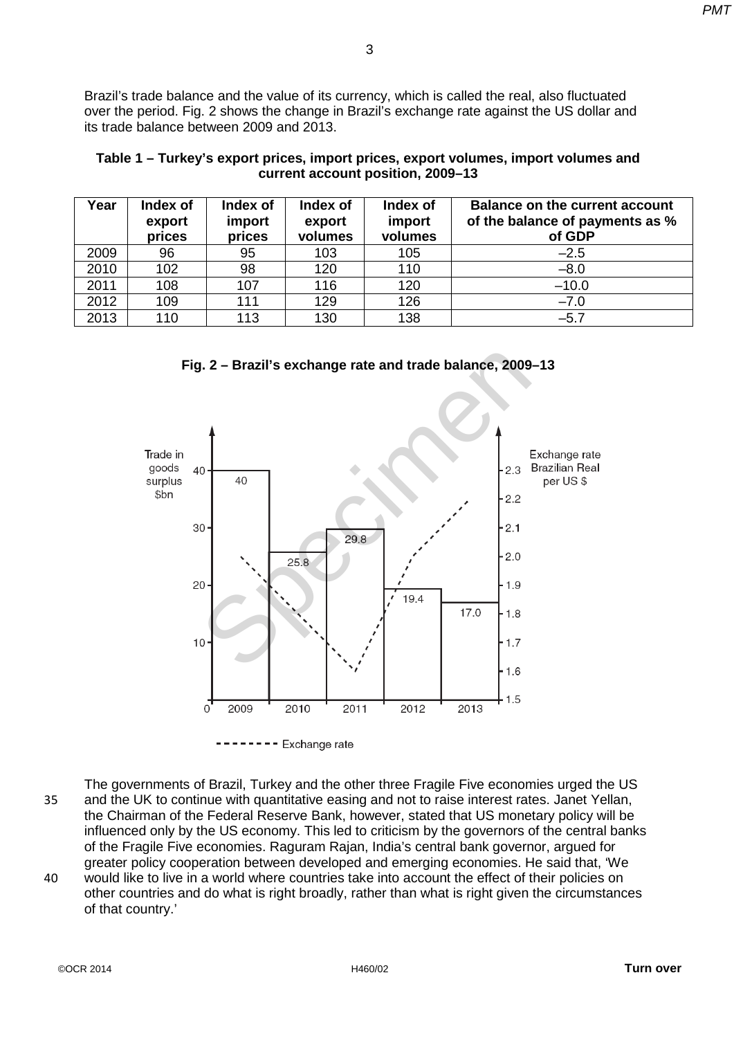Brazil's trade balance and the value of its currency, which is called the real, also fluctuated over the period. Fig. 2 shows the change in Brazil's exchange rate against the US dollar and its trade balance between 2009 and 2013.

**Table 1 – Turkey's export prices, import prices, export volumes, import volumes and current account position, 2009–13**

| Year | Index of export prices | Index of import prices | Index of export volumes | Index of import volumes | Balance on the current account of the balance of payments as % of GDP |
|---|---|---|---|---|---|
| 2009 | 96 | 95 | 103 | 105 | –2.5 |
| 2010 | 102 | 98 | 120 | 110 | –8.0 |
| 2011 | 108 | 107 | 116 | 120 | –10.0 |
| 2012 | 109 | 111 | 129 | 126 | –7.0 |
| 2013 | 110 | 113 | 130 | 138 | –5.7 |

**Fig. 2 – Brazil's exchange rate and trade balance, 2009–13**

| Year | Trade in goods surplus $bn |
|---|---|
| 2009 | 40 |
| 2010 | 25.8 |
| 2011 | 29.8 |
| 2012 | 19.4 |
| 2013 | 17.0 |

Left axis: Trade in goods surplus $bn (0–40). Right axis: Exchange rate Brazilian Real per US $ (1.5–2.3).

-------- Exchange rate

The governments of Brazil, Turkey and the other three Fragile Five economies urged the US and the UK to continue with quantitative easing and not to raise interest rates. Janet Yellan, the Chairman of the Federal Reserve Bank, however, stated that US monetary policy will be influenced only by the US economy. This led to criticism by the governors of the central banks of the Fragile Five economies. Raguram Rajan, India's central bank governor, argued for greater policy cooperation between developed and emerging economies. He said that, 'We would like to live in a world where countries take into account the effect of their policies on other countries and do what is right broadly, rather than what is right given the circumstances of that country.'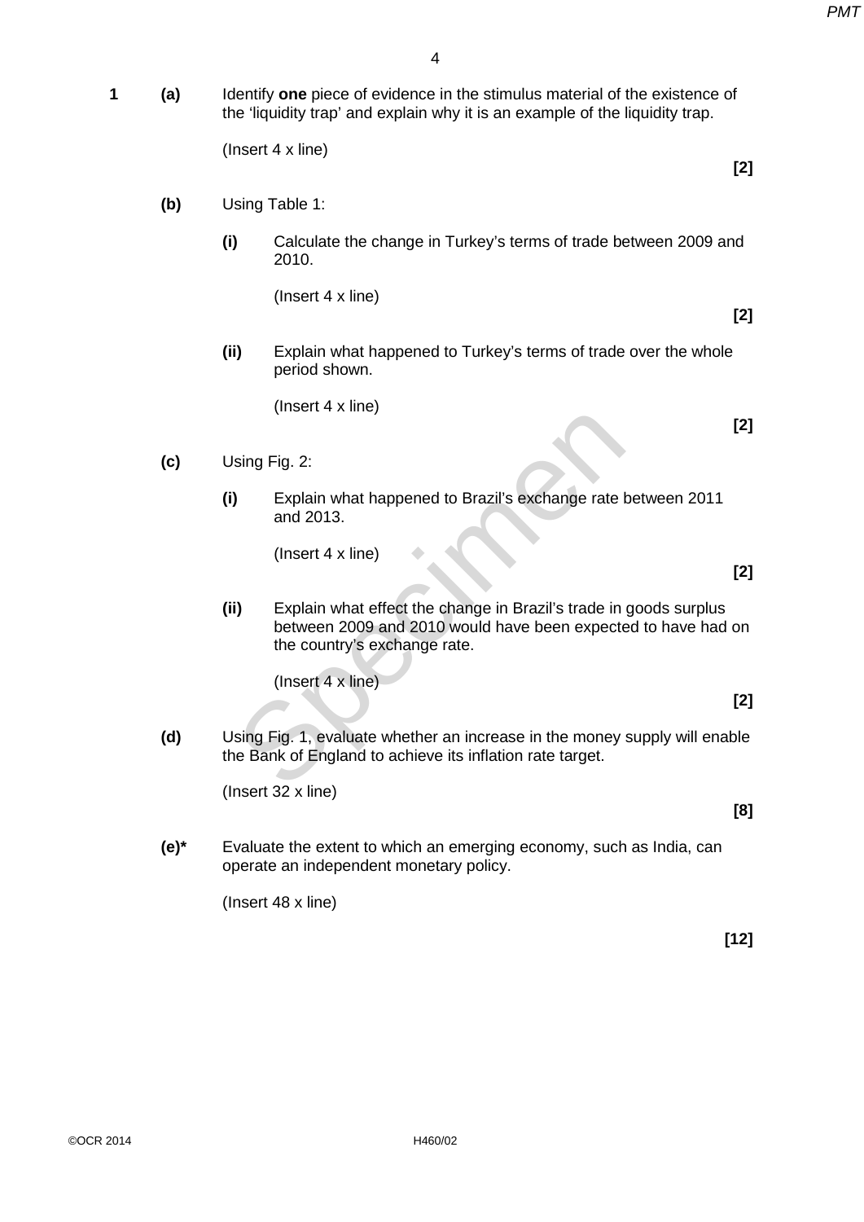**1 (a)** Identify **one** piece of evidence in the stimulus material of the existence of the 'liquidity trap' and explain why it is an example of the liquidity trap.

(Insert 4 x line)

**[2]**

**(b)** Using Table 1:

**(i)** Calculate the change in Turkey's terms of trade between 2009 and 2010.

(Insert 4 x line)

**[2]**

**(ii)** Explain what happened to Turkey's terms of trade over the whole period shown.

(Insert 4 x line)

**[2]**

**(c)** Using Fig. 2:

**(i)** Explain what happened to Brazil's exchange rate between 2011 and 2013.

(Insert 4 x line)

**[2]**

**(ii)** Explain what effect the change in Brazil's trade in goods surplus between 2009 and 2010 would have been expected to have had on the country's exchange rate.

(Insert 4 x line)

**[2]**

**(d)** Using Fig. 1, evaluate whether an increase in the money supply will enable the Bank of England to achieve its inflation rate target.

(Insert 32 x line)

**[8]**

**(e)*** Evaluate the extent to which an emerging economy, such as India, can operate an independent monetary policy.

(Insert 48 x line)

**[12]**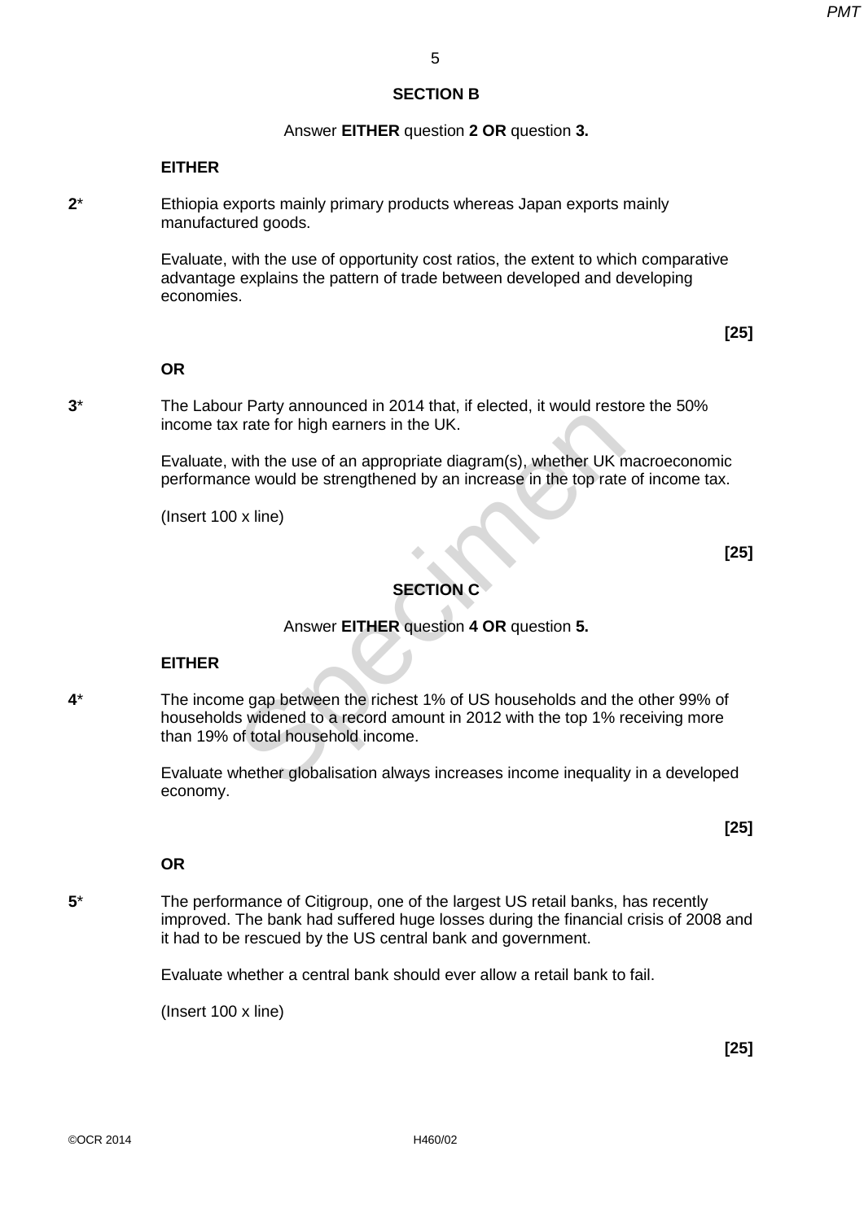## SECTION B

Answer **EITHER** question **2 OR** question **3.**

**EITHER**

**2*** Ethiopia exports mainly primary products whereas Japan exports mainly manufactured goods.

Evaluate, with the use of opportunity cost ratios, the extent to which comparative advantage explains the pattern of trade between developed and developing economies.

**[25]**

**OR**

**3*** The Labour Party announced in 2014 that, if elected, it would restore the 50% income tax rate for high earners in the UK.

Evaluate, with the use of an appropriate diagram(s), whether UK macroeconomic performance would be strengthened by an increase in the top rate of income tax.

(Insert 100 x line)

**[25]**

## SECTION C

Answer **EITHER** question **4 OR** question **5.**

**EITHER**

**4*** The income gap between the richest 1% of US households and the other 99% of households widened to a record amount in 2012 with the top 1% receiving more than 19% of total household income.

Evaluate whether globalisation always increases income inequality in a developed economy.

**[25]**

**OR**

**5*** The performance of Citigroup, one of the largest US retail banks, has recently improved. The bank had suffered huge losses during the financial crisis of 2008 and it had to be rescued by the US central bank and government.

Evaluate whether a central bank should ever allow a retail bank to fail.

(Insert 100 x line)

**[25]**